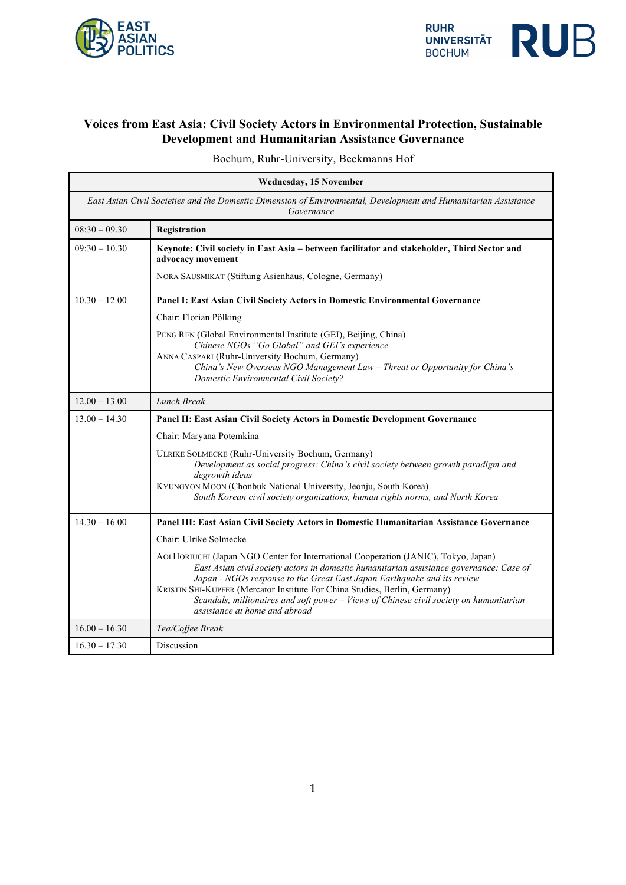# Voices from East Asia: Civil Society Actors in Environmental Protection, Sustainable Development and Humanitarian Assistance Governance

Bochum, Ruhr-University, Beckmanns Hof

| **Wednesday, 15 November** | |
|---|---|
| *East Asian Civil Societies and the Domestic Dimension of Environmental, Development and Humanitarian Assistance Governance* | |
| 08:30 – 09.30 | **Registration** |
| 09:30 – 10.30 | **Keynote: Civil society in East Asia – between facilitator and stakeholder, Third Sector and advocacy movement**<br><br>NORA SAUSMIKAT (Stiftung Asienhaus, Cologne, Germany) |
| 10.30 – 12.00 | **Panel I: East Asian Civil Society Actors in Domestic Environmental Governance**<br><br>Chair: Florian Pölking<br><br>PENG REN (Global Environmental Institute (GEI), Beijing, China)<br>*Chinese NGOs "Go Global" and GEI's experience*<br>ANNA CASPARI (Ruhr-University Bochum, Germany)<br>*China's New Overseas NGO Management Law – Threat or Opportunity for China's Domestic Environmental Civil Society?* |
| 12.00 – 13.00 | *Lunch Break* |
| 13.00 – 14.30 | **Panel II: East Asian Civil Society Actors in Domestic Development Governance**<br><br>Chair: Maryana Potemkina<br><br>ULRIKE SOLMECKE (Ruhr-University Bochum, Germany)<br>*Development as social progress: China's civil society between growth paradigm and degrowth ideas*<br>KYUNGYON MOON (Chonbuk National University, Jeonju, South Korea)<br>*South Korean civil society organizations, human rights norms, and North Korea* |
| 14.30 – 16.00 | **Panel III: East Asian Civil Society Actors in Domestic Humanitarian Assistance Governance**<br><br>Chair: Ulrike Solmecke<br><br>AOI HORIUCHI (Japan NGO Center for International Cooperation (JANIC), Tokyo, Japan)<br>*East Asian civil society actors in domestic humanitarian assistance governance: Case of Japan - NGOs response to the Great East Japan Earthquake and its review*<br>KRISTIN SHI-KUPFER (Mercator Institute For China Studies, Berlin, Germany)<br>*Scandals, millionaires and soft power – Views of Chinese civil society on humanitarian assistance at home and abroad* |
| 16.00 – 16.30 | *Tea/Coffee Break* |
| 16.30 – 17.30 | Discussion |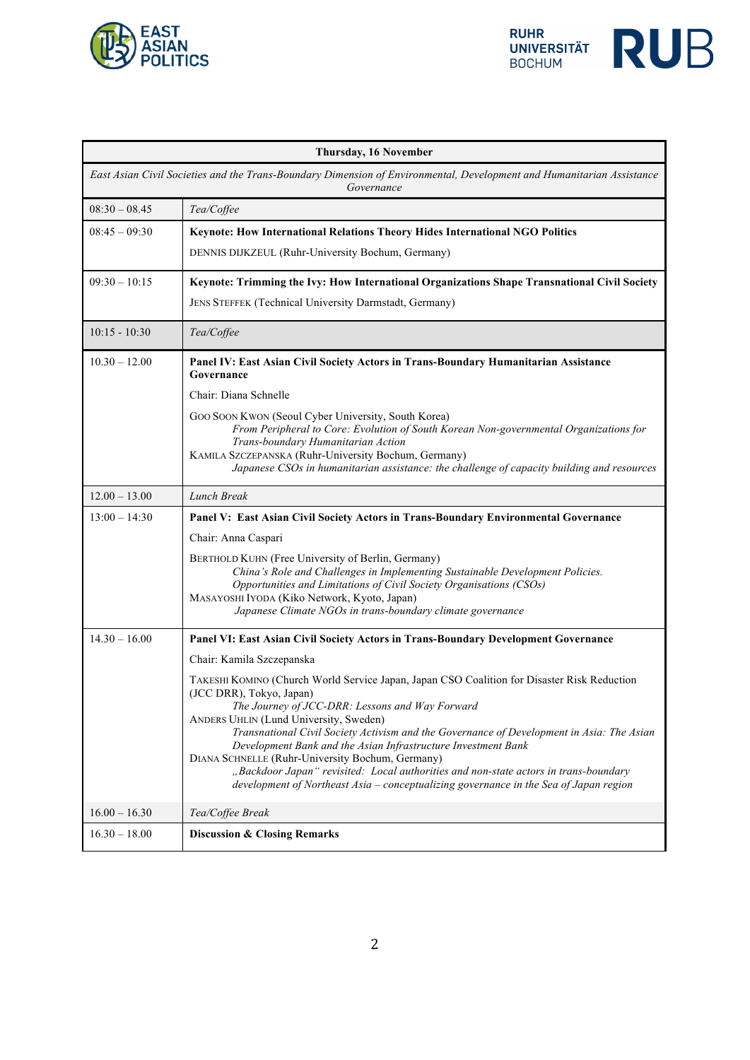| Thursday, 16 November | |
|---|---|
| *East Asian Civil Societies and the Trans-Boundary Dimension of Environmental, Development and Humanitarian Assistance Governance* | |
| 08:30 – 08.45 | *Tea/Coffee* |
| 08:45 – 09:30 | **Keynote: How International Relations Theory Hides International NGO Politics**<br>DENNIS DIJKZEUL (Ruhr-University Bochum, Germany) |
| 09:30 – 10:15 | **Keynote: Trimming the Ivy: How International Organizations Shape Transnational Civil Society**<br>JENS STEFFEK (Technical University Darmstadt, Germany) |
| 10:15 - 10:30 | *Tea/Coffee* |
| 10.30 – 12.00 | **Panel IV: East Asian Civil Society Actors in Trans-Boundary Humanitarian Assistance Governance**<br>Chair: Diana Schnelle<br>GOO SOON KWON (Seoul Cyber University, South Korea)<br>*From Peripheral to Core: Evolution of South Korean Non-governmental Organizations for Trans-boundary Humanitarian Action*<br>KAMILA SZCZEPANSKA (Ruhr-University Bochum, Germany)<br>*Japanese CSOs in humanitarian assistance: the challenge of capacity building and resources* |
| 12.00 – 13.00 | *Lunch Break* |
| 13:00 – 14:30 | **Panel V: East Asian Civil Society Actors in Trans-Boundary Environmental Governance**<br>Chair: Anna Caspari<br>BERTHOLD KUHN (Free University of Berlin, Germany)<br>*China's Role and Challenges in Implementing Sustainable Development Policies. Opportunities and Limitations of Civil Society Organisations (CSOs)*<br>MASAYOSHI IYODA (Kiko Network, Kyoto, Japan)<br>*Japanese Climate NGOs in trans-boundary climate governance* |
| 14.30 – 16.00 | **Panel VI: East Asian Civil Society Actors in Trans-Boundary Development Governance**<br>Chair: Kamila Szczepanska<br>TAKESHI KOMINO (Church World Service Japan, Japan CSO Coalition for Disaster Risk Reduction (JCC DRR), Tokyo, Japan)<br>*The Journey of JCC-DRR: Lessons and Way Forward*<br>ANDERS UHLIN (Lund University, Sweden)<br>*Transnational Civil Society Activism and the Governance of Development in Asia: The Asian Development Bank and the Asian Infrastructure Investment Bank*<br>DIANA SCHNELLE (Ruhr-University Bochum, Germany)<br>*„Backdoor Japan" revisited: Local authorities and non-state actors in trans-boundary development of Northeast Asia – conceptualizing governance in the Sea of Japan region* |
| 16.00 – 16.30 | *Tea/Coffee Break* |
| 16.30 – 18.00 | **Discussion & Closing Remarks** |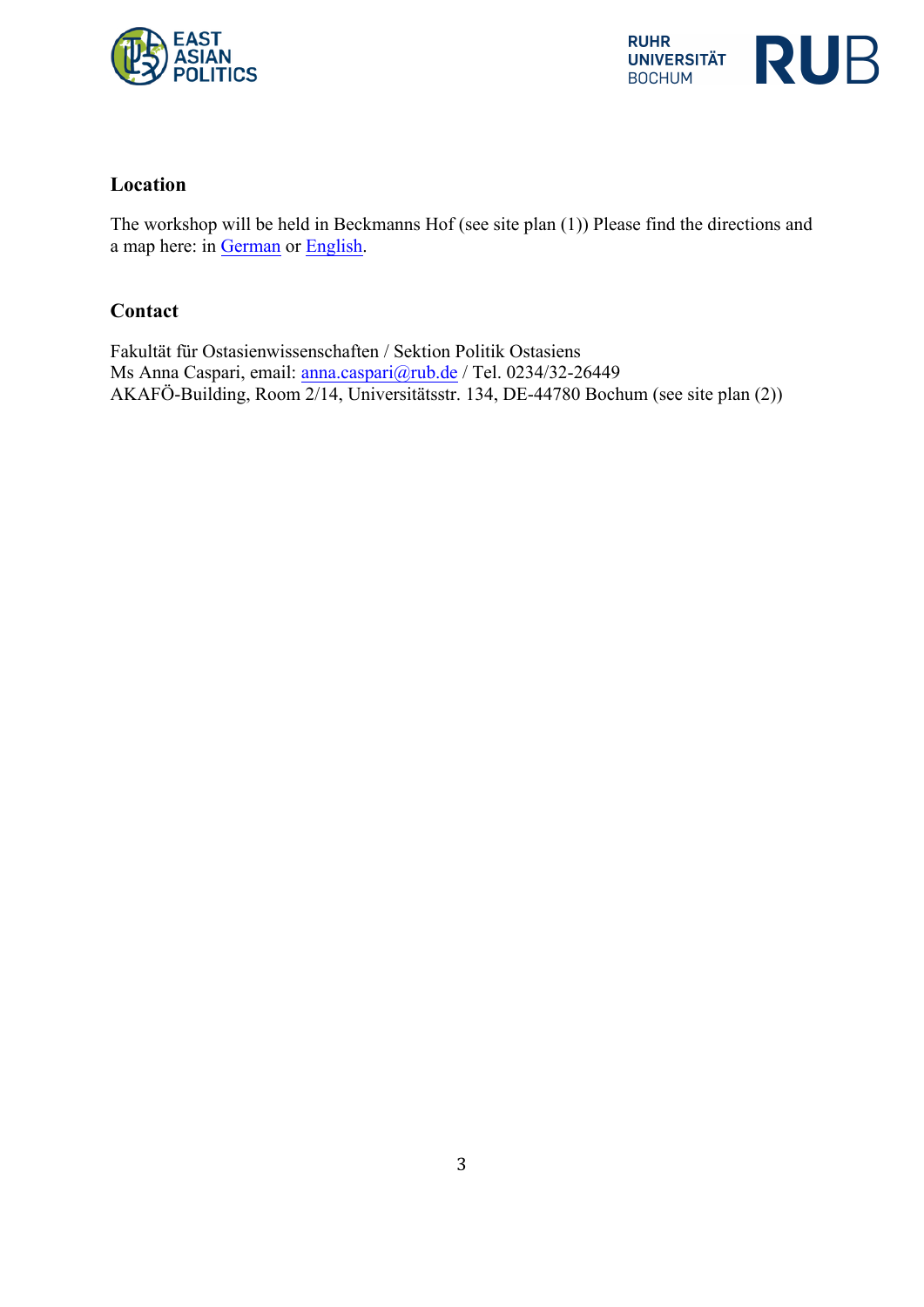## Location

The workshop will be held in Beckmanns Hof (see site plan (1)) Please find the directions and a map here: in German or English.

## Contact

Fakultät für Ostasienwissenschaften / Sektion Politik Ostasiens
Ms Anna Caspari, email: anna.caspari@rub.de / Tel. 0234/32-26449
AKAFÖ-Building, Room 2/14, Universitätsstr. 134, DE-44780 Bochum (see site plan (2))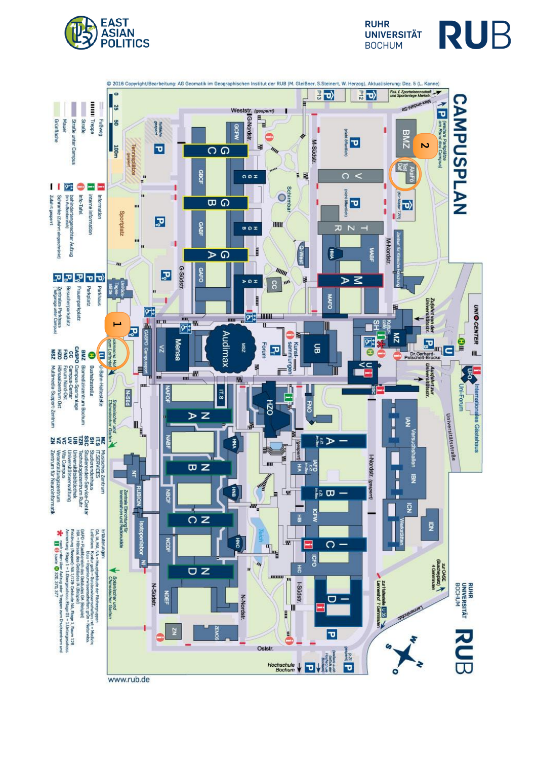# CAMPUSPLAN

© 2016 Copyright/Bearbeitung: AG Geomatik im Geographischen Institut der RUB (M. Gleißner, S.Steinert, W. Herzog), Aktualisierung: Dez. 5 (L. Kanne)

1

2

Fußweg
Treppe
Straße
Straße unter Campus
Mauer
Grünfläche

0 25 50 100m

Information
interne Information
Info-Tafel
behindertengerechter Aufzug (im Außenbereich)
Schranke (Zufahrt eingeschränkt)
Zufahrt gesperrt

Parkhaus
Parkplatz
Frauenparkplatz
Besucherparkplatz
Zentrales Parkhaus (Tiefgarage unter Campus)

U-Bahn-Haltestelle
Bushaltestelle

BMZ Biomedizinzentrum Bochum
CASPO Campus-Sportanlage
CC Campus-Center
FNO Forum Nord-Ost
HZO Hörsaalzentrum Ost
MSZ Multimedia-Support-Zentrum
MZ Musisches Zentrum
IT.S IT.SERVICES
SH Studierendenhaus
SSC Studierenden-Service-Center
TZR Technologiezentrum Ruhr
UB Universitätsbibliothek
UV Universitätsverwaltung
VC Villa Campus
VZ Veranstaltungszentrum
ZN Zentrum für Neuroinformatik

Erläuterungen:
GA, IA, MA, NA = Hauptgebäude der Fächergruppen
Leitfarben: Kontur gelb = Geisteswissenschaften, rot = Medizin, blau = Ingenieurwissenschaften, grün = Naturwiss.
(IAFO = Flachbereich des Gebäudes GA (Beispiel)
HIA = Hörsaal des Gebäudes IA (Beispiel)
Erklärung (Beispiel): NA 1/128 Gebäude NA, Etage 1, Raum 128
Anmerkung: Etage 1 = 1.Obergeschoss, Etage 01 = 1.Untergeschoss
nach unten über Aufzug oder Treppen zum Druckzentrum und sowie 3/20, 3/10, 3/7

GA GB GC GAFO GABF GBCF GCFW HGA HGB HGC
G-Südstr. G-Nordstr. Weststr. (gesperrt)
Tennisplätze (gesperrt) Sportplatz Unikids-Tagesstätte
Schirmbar Q-West CC
MA MABF MAFO HMA M-Südstr. M-Nordstr.
VC TZR BMZ AkaFö Test DaF (für Master TZR) Zentrum für Klinische Forschung
Zufahrt von der Universitätsstraße Ausfahrt zur Universitätsstraße
Dr.Gerhard-Petschelt-Brücke
UNI CENTER Internationales Gästehaus UFO Uni-Forum Universitätsstraße
MZ SH Kulturcafé UV SSC UB Kunstsammlungen Forum MSZ Audimax Mensa VZ CASPO Campussport
Beckmanns Hof zum Lottental N-Süd Botanischer und Chinesischer Garten
HZO FNO IT.S
IA IB IC ID IAFO ICFW ICFO HIA HIB HIC I-Nordstr. (gesperrt) I-Südstr. z.Zt. im Bau
IAN Versuchshallen IBN ICN Werkstätten IDN
NA NB NC ND NAFO NABF NBCF NCDF NDEF HNA HNB HNC NT RUBION Isotopenlabor NI
Zentrale Einrichtung für Ionenstrahlen und Radionuklide
Teich N-Südstr. N-Nordstr. ZN ZEMOS Oststr.
Hochschule Bochum
zur OASE (Buchsenkamp) 4 Gehminuten
zur Haltestelle U35 Lennershof 7 Gehminuten
Lennershofstr.
Fak. f. Sportwissenschaft und Sportanlage Markstr.
Max-Imdahl-Str.
(weitere Parkplätze am Rand des Campus)
(nicht öffentlich)
P12 P13

www.rub.de